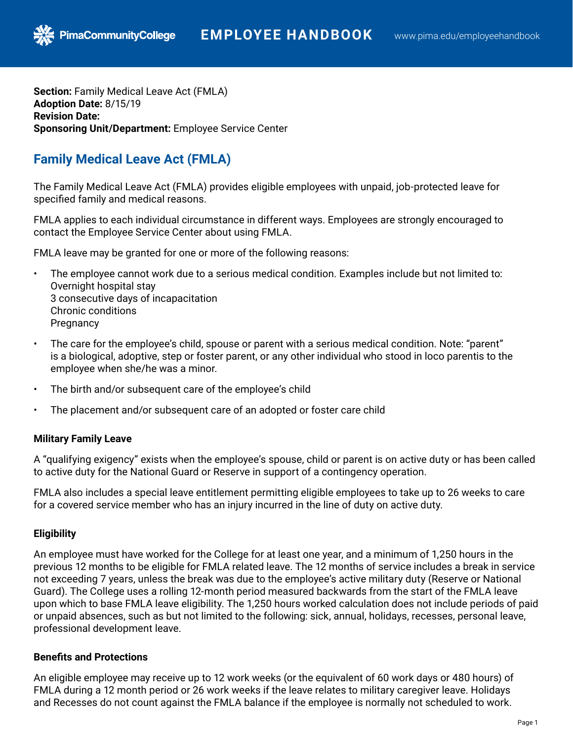**Section:** Family Medical Leave Act (FMLA)
**Adoption Date:** 8/15/19
**Revision Date:**
**Sponsoring Unit/Department:** Employee Service Center

# Family Medical Leave Act (FMLA)

The Family Medical Leave Act (FMLA) provides eligible employees with unpaid, job-protected leave for specified family and medical reasons.

FMLA applies to each individual circumstance in different ways. Employees are strongly encouraged to contact the Employee Service Center about using FMLA.

FMLA leave may be granted for one or more of the following reasons:

- The employee cannot work due to a serious medical condition. Examples include but not limited to:
  Overnight hospital stay
  3 consecutive days of incapacitation
  Chronic conditions
  Pregnancy
- The care for the employee's child, spouse or parent with a serious medical condition. Note: "parent" is a biological, adoptive, step or foster parent, or any other individual who stood in loco parentis to the employee when she/he was a minor.
- The birth and/or subsequent care of the employee's child
- The placement and/or subsequent care of an adopted or foster care child

### Military Family Leave

A "qualifying exigency" exists when the employee's spouse, child or parent is on active duty or has been called to active duty for the National Guard or Reserve in support of a contingency operation.

FMLA also includes a special leave entitlement permitting eligible employees to take up to 26 weeks to care for a covered service member who has an injury incurred in the line of duty on active duty.

### Eligibility

An employee must have worked for the College for at least one year, and a minimum of 1,250 hours in the previous 12 months to be eligible for FMLA related leave. The 12 months of service includes a break in service not exceeding 7 years, unless the break was due to the employee's active military duty (Reserve or National Guard). The College uses a rolling 12-month period measured backwards from the start of the FMLA leave upon which to base FMLA leave eligibility. The 1,250 hours worked calculation does not include periods of paid or unpaid absences, such as but not limited to the following: sick, annual, holidays, recesses, personal leave, professional development leave.

### Benefits and Protections

An eligible employee may receive up to 12 work weeks (or the equivalent of 60 work days or 480 hours) of FMLA during a 12 month period or 26 work weeks if the leave relates to military caregiver leave. Holidays and Recesses do not count against the FMLA balance if the employee is normally not scheduled to work.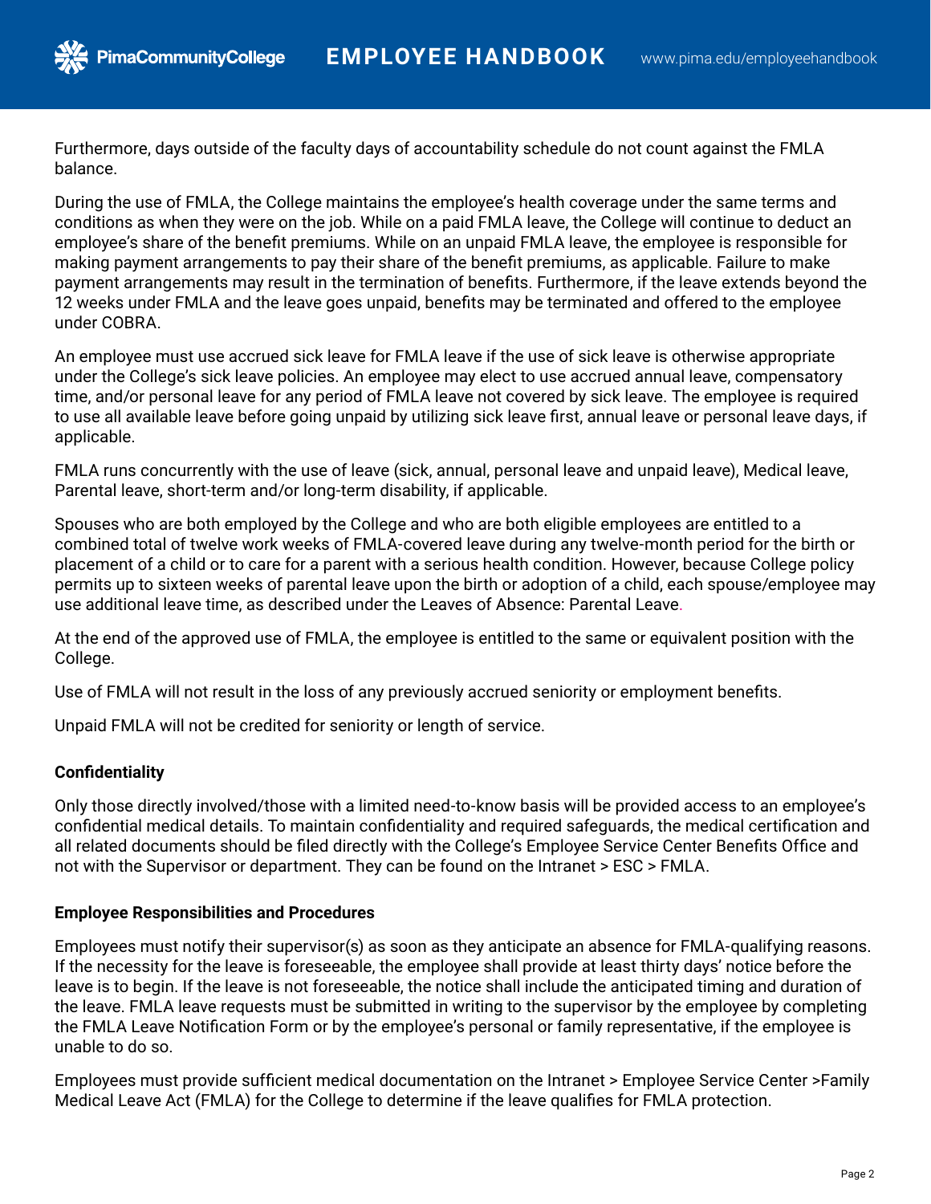Furthermore, days outside of the faculty days of accountability schedule do not count against the FMLA balance.

During the use of FMLA, the College maintains the employee's health coverage under the same terms and conditions as when they were on the job. While on a paid FMLA leave, the College will continue to deduct an employee's share of the benefit premiums. While on an unpaid FMLA leave, the employee is responsible for making payment arrangements to pay their share of the benefit premiums, as applicable. Failure to make payment arrangements may result in the termination of benefits. Furthermore, if the leave extends beyond the 12 weeks under FMLA and the leave goes unpaid, benefits may be terminated and offered to the employee under COBRA.

An employee must use accrued sick leave for FMLA leave if the use of sick leave is otherwise appropriate under the College's sick leave policies. An employee may elect to use accrued annual leave, compensatory time, and/or personal leave for any period of FMLA leave not covered by sick leave. The employee is required to use all available leave before going unpaid by utilizing sick leave first, annual leave or personal leave days, if applicable.

FMLA runs concurrently with the use of leave (sick, annual, personal leave and unpaid leave), Medical leave, Parental leave, short-term and/or long-term disability, if applicable.

Spouses who are both employed by the College and who are both eligible employees are entitled to a combined total of twelve work weeks of FMLA-covered leave during any twelve-month period for the birth or placement of a child or to care for a parent with a serious health condition. However, because College policy permits up to sixteen weeks of parental leave upon the birth or adoption of a child, each spouse/employee may use additional leave time, as described under the Leaves of Absence: Parental Leave.

At the end of the approved use of FMLA, the employee is entitled to the same or equivalent position with the College.

Use of FMLA will not result in the loss of any previously accrued seniority or employment benefits.

Unpaid FMLA will not be credited for seniority or length of service.

**Confidentiality**

Only those directly involved/those with a limited need-to-know basis will be provided access to an employee's confidential medical details. To maintain confidentiality and required safeguards, the medical certification and all related documents should be filed directly with the College's Employee Service Center Benefits Office and not with the Supervisor or department. They can be found on the Intranet > ESC > FMLA.

**Employee Responsibilities and Procedures**

Employees must notify their supervisor(s) as soon as they anticipate an absence for FMLA-qualifying reasons. If the necessity for the leave is foreseeable, the employee shall provide at least thirty days' notice before the leave is to begin. If the leave is not foreseeable, the notice shall include the anticipated timing and duration of the leave. FMLA leave requests must be submitted in writing to the supervisor by the employee by completing the FMLA Leave Notification Form or by the employee's personal or family representative, if the employee is unable to do so.

Employees must provide sufficient medical documentation on the Intranet > Employee Service Center >Family Medical Leave Act (FMLA) for the College to determine if the leave qualifies for FMLA protection.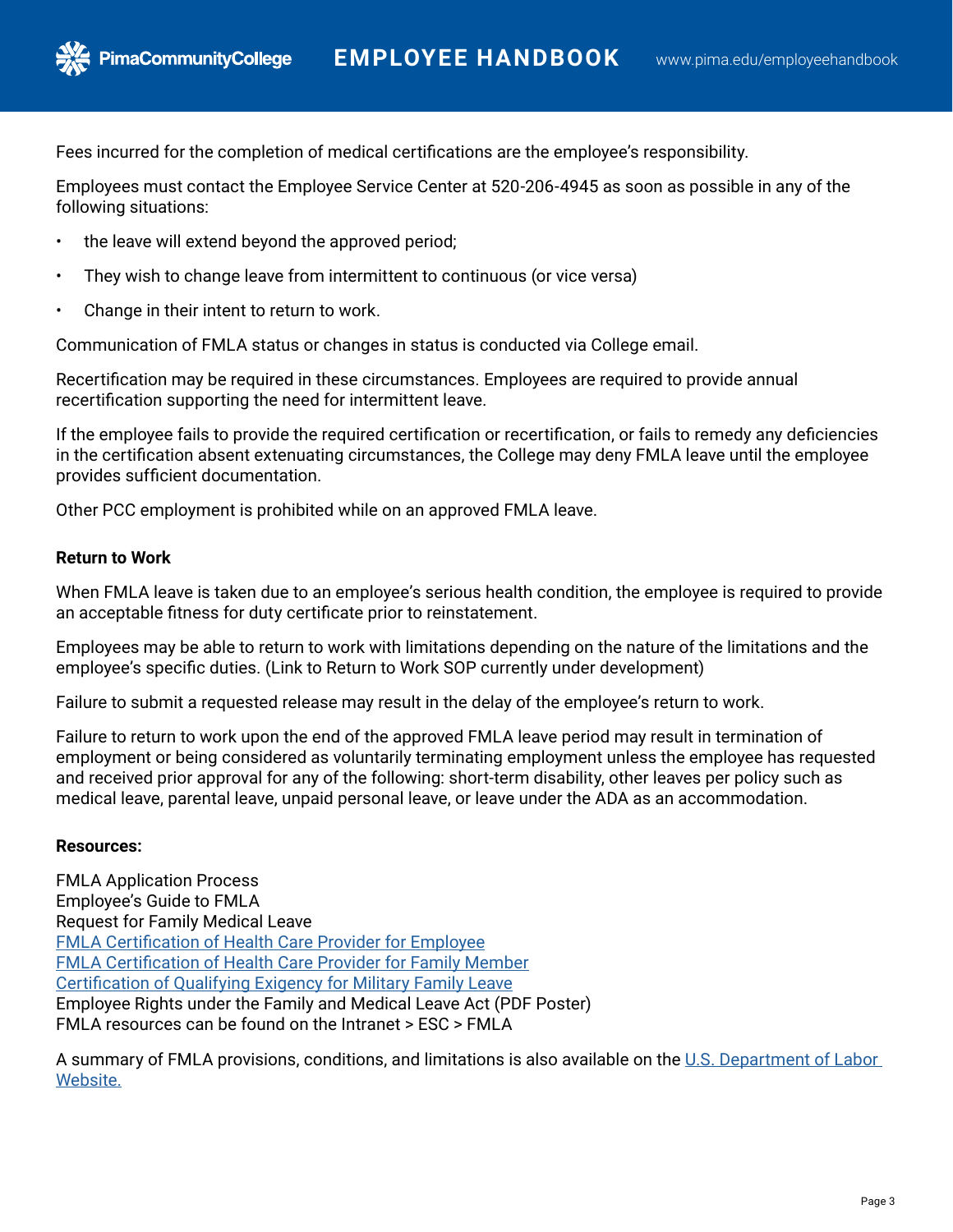Fees incurred for the completion of medical certifications are the employee's responsibility.

Employees must contact the Employee Service Center at 520-206-4945 as soon as possible in any of the following situations:

- the leave will extend beyond the approved period;
- They wish to change leave from intermittent to continuous (or vice versa)
- Change in their intent to return to work.

Communication of FMLA status or changes in status is conducted via College email.

Recertification may be required in these circumstances. Employees are required to provide annual recertification supporting the need for intermittent leave.

If the employee fails to provide the required certification or recertification, or fails to remedy any deficiencies in the certification absent extenuating circumstances, the College may deny FMLA leave until the employee provides sufficient documentation.

Other PCC employment is prohibited while on an approved FMLA leave.

**Return to Work**

When FMLA leave is taken due to an employee's serious health condition, the employee is required to provide an acceptable fitness for duty certificate prior to reinstatement.

Employees may be able to return to work with limitations depending on the nature of the limitations and the employee's specific duties. (Link to Return to Work SOP currently under development)

Failure to submit a requested release may result in the delay of the employee's return to work.

Failure to return to work upon the end of the approved FMLA leave period may result in termination of employment or being considered as voluntarily terminating employment unless the employee has requested and received prior approval for any of the following: short-term disability, other leaves per policy such as medical leave, parental leave, unpaid personal leave, or leave under the ADA as an accommodation.

**Resources:**

FMLA Application Process
Employee's Guide to FMLA
Request for Family Medical Leave
FMLA Certification of Health Care Provider for Employee
FMLA Certification of Health Care Provider for Family Member
Certification of Qualifying Exigency for Military Family Leave
Employee Rights under the Family and Medical Leave Act (PDF Poster)
FMLA resources can be found on the Intranet > ESC > FMLA

A summary of FMLA provisions, conditions, and limitations is also available on the U.S. Department of Labor Website.